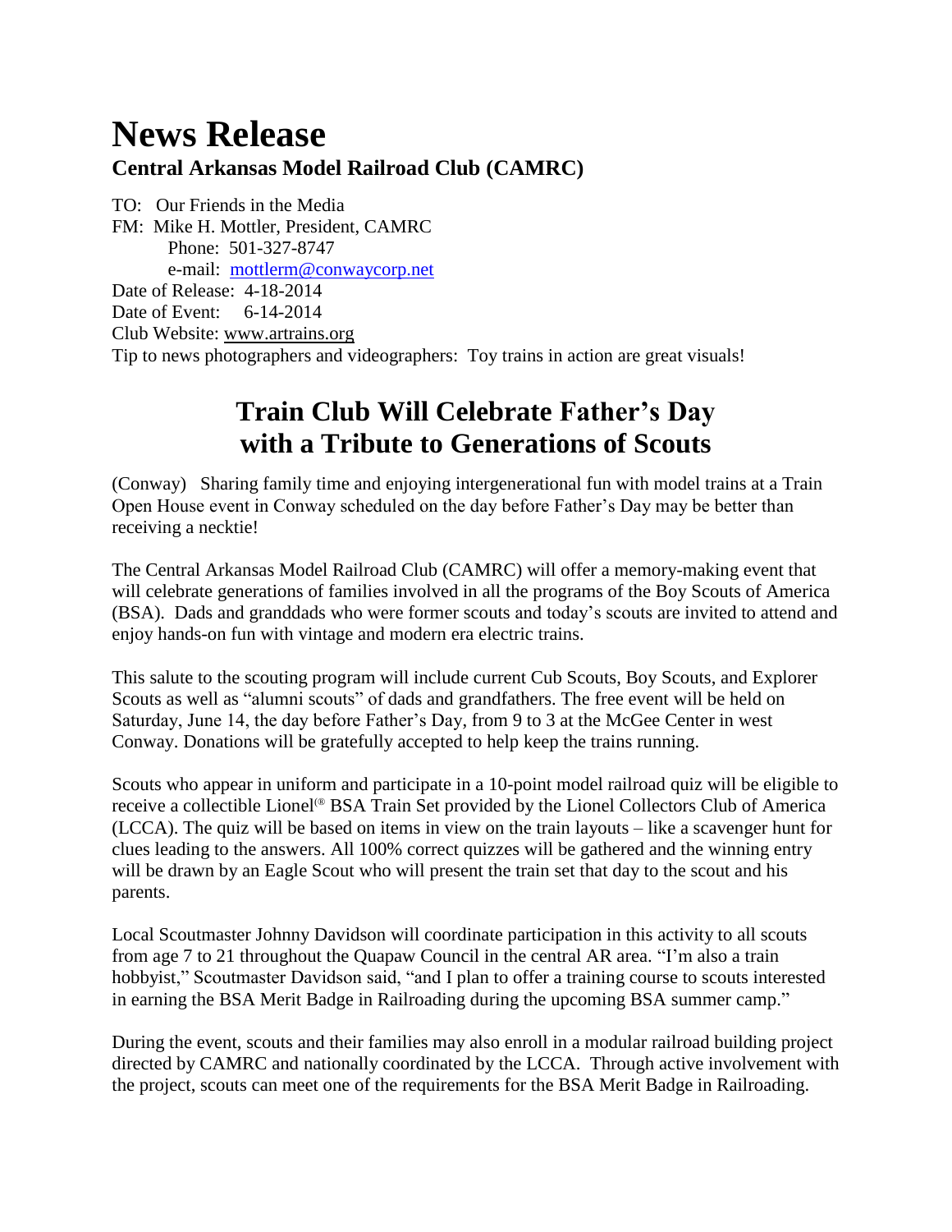# News Release

**Central Arkansas Model Railroad Club (CAMRC)**

TO: Our Friends in the Media
FM: Mike H. Mottler, President, CAMRC
Phone: 501-327-8747
e-mail: mottlerm@conwaycorp.net
Date of Release: 4-18-2014
Date of Event: 6-14-2014
Club Website: www.artrains.org
Tip to news photographers and videographers: Toy trains in action are great visuals!

## Train Club Will Celebrate Father's Day with a Tribute to Generations of Scouts

(Conway) Sharing family time and enjoying intergenerational fun with model trains at a Train Open House event in Conway scheduled on the day before Father's Day may be better than receiving a necktie!

The Central Arkansas Model Railroad Club (CAMRC) will offer a memory-making event that will celebrate generations of families involved in all the programs of the Boy Scouts of America (BSA). Dads and granddads who were former scouts and today's scouts are invited to attend and enjoy hands-on fun with vintage and modern era electric trains.

This salute to the scouting program will include current Cub Scouts, Boy Scouts, and Explorer Scouts as well as "alumni scouts" of dads and grandfathers. The free event will be held on Saturday, June 14, the day before Father's Day, from 9 to 3 at the McGee Center in west Conway. Donations will be gratefully accepted to help keep the trains running.

Scouts who appear in uniform and participate in a 10-point model railroad quiz will be eligible to receive a collectible Lionel® BSA Train Set provided by the Lionel Collectors Club of America (LCCA). The quiz will be based on items in view on the train layouts – like a scavenger hunt for clues leading to the answers. All 100% correct quizzes will be gathered and the winning entry will be drawn by an Eagle Scout who will present the train set that day to the scout and his parents.

Local Scoutmaster Johnny Davidson will coordinate participation in this activity to all scouts from age 7 to 21 throughout the Quapaw Council in the central AR area. "I'm also a train hobbyist," Scoutmaster Davidson said, "and I plan to offer a training course to scouts interested in earning the BSA Merit Badge in Railroading during the upcoming BSA summer camp."

During the event, scouts and their families may also enroll in a modular railroad building project directed by CAMRC and nationally coordinated by the LCCA. Through active involvement with the project, scouts can meet one of the requirements for the BSA Merit Badge in Railroading.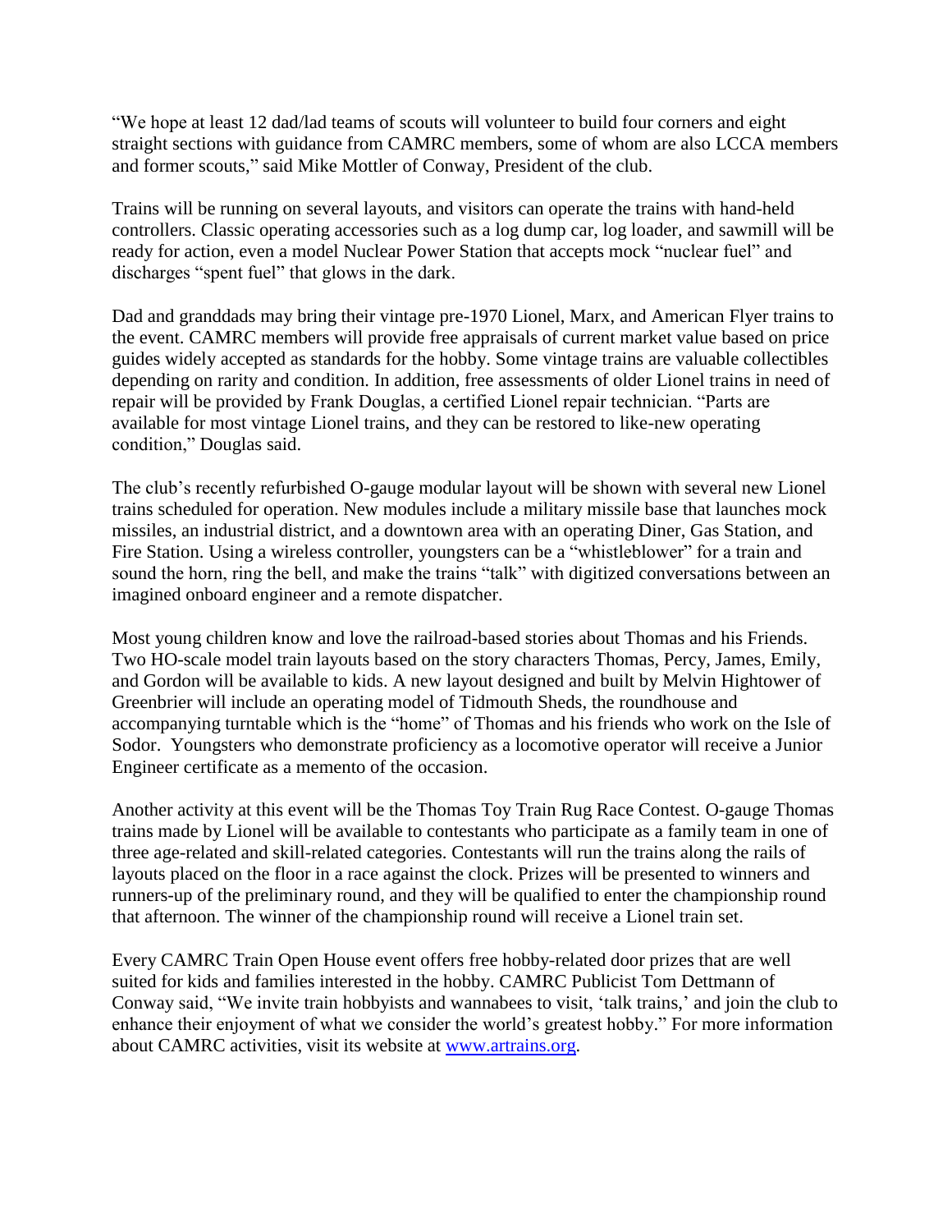"We hope at least 12 dad/lad teams of scouts will volunteer to build four corners and eight straight sections with guidance from CAMRC members, some of whom are also LCCA members and former scouts," said Mike Mottler of Conway, President of the club.

Trains will be running on several layouts, and visitors can operate the trains with hand-held controllers. Classic operating accessories such as a log dump car, log loader, and sawmill will be ready for action, even a model Nuclear Power Station that accepts mock "nuclear fuel" and discharges "spent fuel" that glows in the dark.

Dad and granddads may bring their vintage pre-1970 Lionel, Marx, and American Flyer trains to the event. CAMRC members will provide free appraisals of current market value based on price guides widely accepted as standards for the hobby. Some vintage trains are valuable collectibles depending on rarity and condition. In addition, free assessments of older Lionel trains in need of repair will be provided by Frank Douglas, a certified Lionel repair technician. "Parts are available for most vintage Lionel trains, and they can be restored to like-new operating condition," Douglas said.

The club's recently refurbished O-gauge modular layout will be shown with several new Lionel trains scheduled for operation. New modules include a military missile base that launches mock missiles, an industrial district, and a downtown area with an operating Diner, Gas Station, and Fire Station. Using a wireless controller, youngsters can be a "whistleblower" for a train and sound the horn, ring the bell, and make the trains "talk" with digitized conversations between an imagined onboard engineer and a remote dispatcher.

Most young children know and love the railroad-based stories about Thomas and his Friends. Two HO-scale model train layouts based on the story characters Thomas, Percy, James, Emily, and Gordon will be available to kids. A new layout designed and built by Melvin Hightower of Greenbrier will include an operating model of Tidmouth Sheds, the roundhouse and accompanying turntable which is the "home" of Thomas and his friends who work on the Isle of Sodor. Youngsters who demonstrate proficiency as a locomotive operator will receive a Junior Engineer certificate as a memento of the occasion.

Another activity at this event will be the Thomas Toy Train Rug Race Contest. O-gauge Thomas trains made by Lionel will be available to contestants who participate as a family team in one of three age-related and skill-related categories. Contestants will run the trains along the rails of layouts placed on the floor in a race against the clock. Prizes will be presented to winners and runners-up of the preliminary round, and they will be qualified to enter the championship round that afternoon. The winner of the championship round will receive a Lionel train set.

Every CAMRC Train Open House event offers free hobby-related door prizes that are well suited for kids and families interested in the hobby. CAMRC Publicist Tom Dettmann of Conway said, "We invite train hobbyists and wannabees to visit, 'talk trains,' and join the club to enhance their enjoyment of what we consider the world's greatest hobby." For more information about CAMRC activities, visit its website at [www.artrains.org](http://www.artrains.org).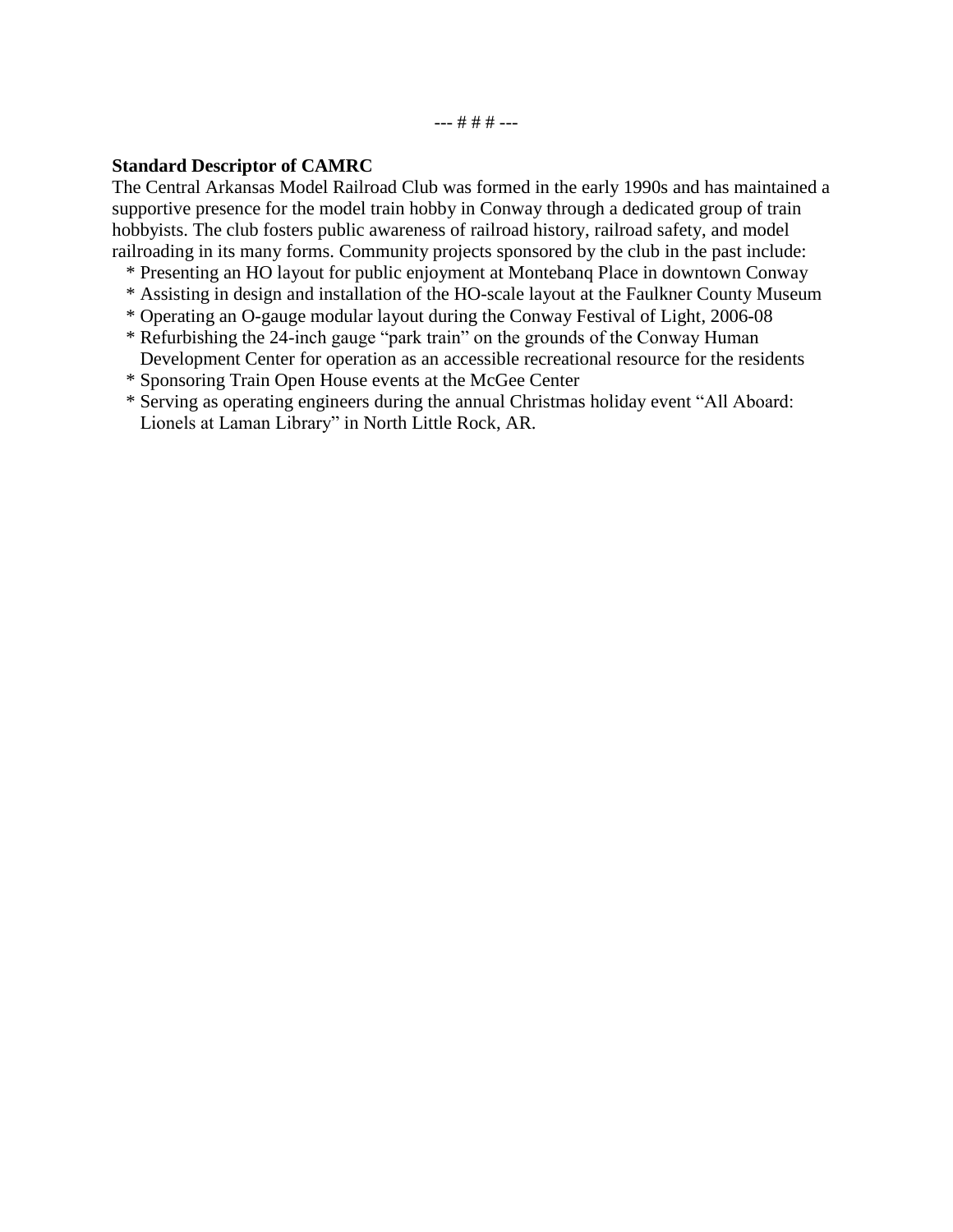--- # # # ---

**Standard Descriptor of CAMRC**

The Central Arkansas Model Railroad Club was formed in the early 1990s and has maintained a supportive presence for the model train hobby in Conway through a dedicated group of train hobbyists. The club fosters public awareness of railroad history, railroad safety, and model railroading in its many forms. Community projects sponsored by the club in the past include:

* Presenting an HO layout for public enjoyment at Montebanq Place in downtown Conway
* Assisting in design and installation of the HO-scale layout at the Faulkner County Museum
* Operating an O-gauge modular layout during the Conway Festival of Light, 2006-08
* Refurbishing the 24-inch gauge "park train" on the grounds of the Conway Human Development Center for operation as an accessible recreational resource for the residents
* Sponsoring Train Open House events at the McGee Center
* Serving as operating engineers during the annual Christmas holiday event "All Aboard: Lionels at Laman Library" in North Little Rock, AR.